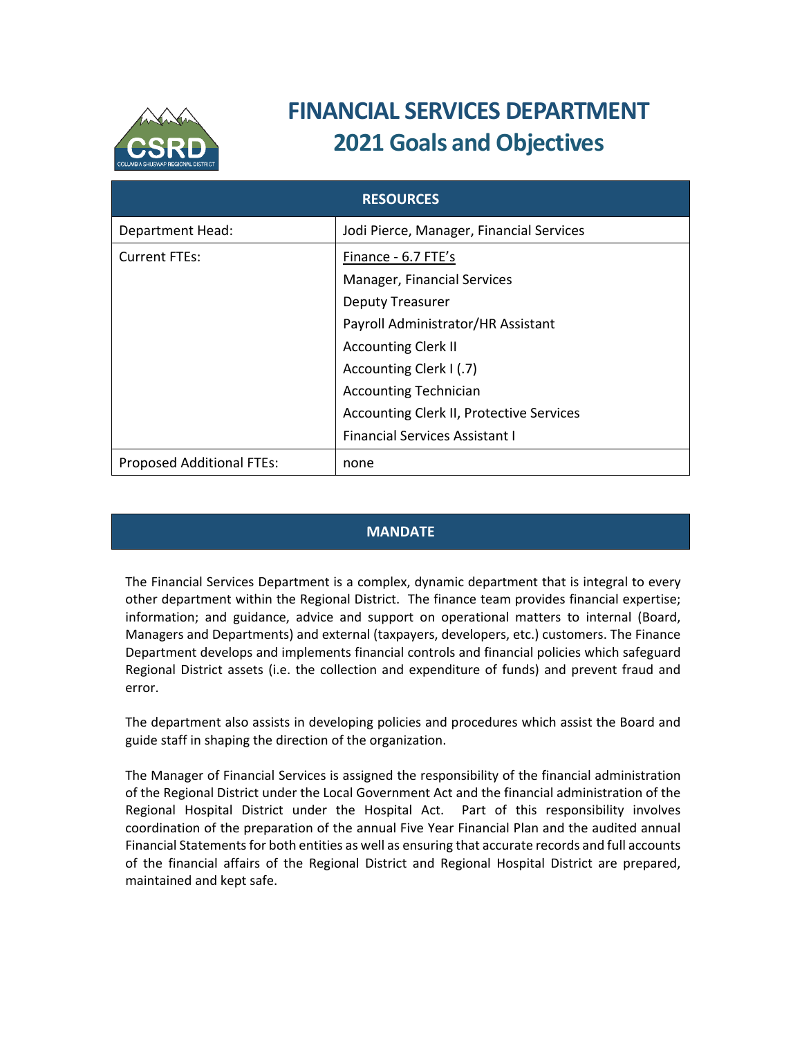# FINANCIAL SERVICES DEPARTMENT
## 2021 Goals and Objectives

| RESOURCES | |
|---|---|
| Department Head: | Jodi Pierce, Manager, Financial Services |
| Current FTEs: | Finance - 6.7 FTE's<br>Manager, Financial Services<br>Deputy Treasurer<br>Payroll Administrator/HR Assistant<br>Accounting Clerk II<br>Accounting Clerk I (.7)<br>Accounting Technician<br>Accounting Clerk II, Protective Services<br>Financial Services Assistant I |
| Proposed Additional FTEs: | none |

## MANDATE

The Financial Services Department is a complex, dynamic department that is integral to every other department within the Regional District. The finance team provides financial expertise; information; and guidance, advice and support on operational matters to internal (Board, Managers and Departments) and external (taxpayers, developers, etc.) customers. The Finance Department develops and implements financial controls and financial policies which safeguard Regional District assets (i.e. the collection and expenditure of funds) and prevent fraud and error.

The department also assists in developing policies and procedures which assist the Board and guide staff in shaping the direction of the organization.

The Manager of Financial Services is assigned the responsibility of the financial administration of the Regional District under the Local Government Act and the financial administration of the Regional Hospital District under the Hospital Act. Part of this responsibility involves coordination of the preparation of the annual Five Year Financial Plan and the audited annual Financial Statements for both entities as well as ensuring that accurate records and full accounts of the financial affairs of the Regional District and Regional Hospital District are prepared, maintained and kept safe.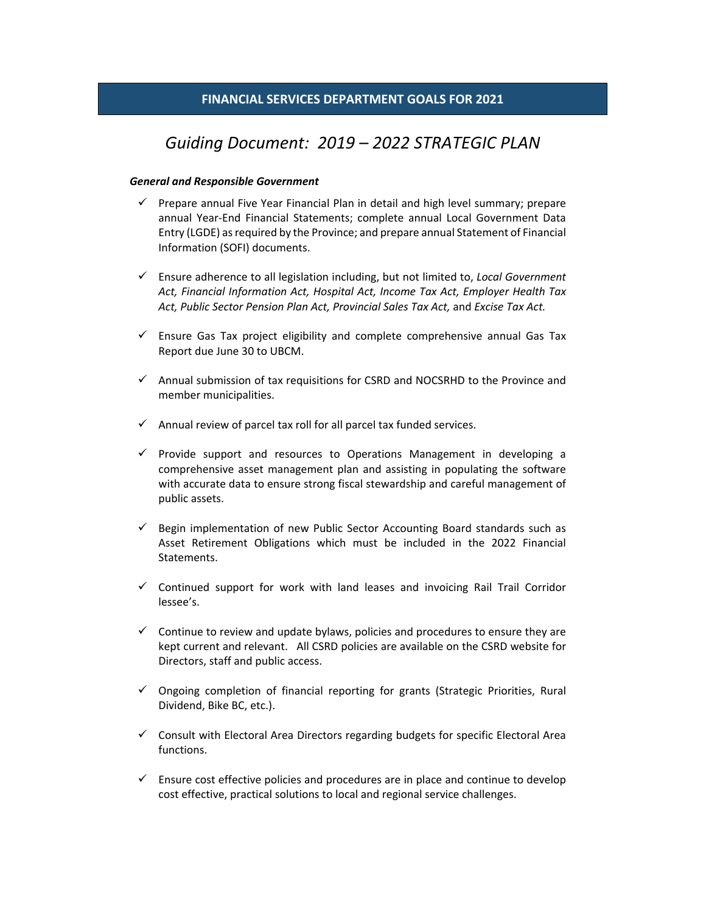## FINANCIAL SERVICES DEPARTMENT GOALS FOR 2021

# *Guiding Document: 2019 – 2022 STRATEGIC PLAN*

***General and Responsible Government***

- ✓ Prepare annual Five Year Financial Plan in detail and high level summary; prepare annual Year-End Financial Statements; complete annual Local Government Data Entry (LGDE) as required by the Province; and prepare annual Statement of Financial Information (SOFI) documents.

- ✓ Ensure adherence to all legislation including, but not limited to, *Local Government Act, Financial Information Act, Hospital Act, Income Tax Act, Employer Health Tax Act, Public Sector Pension Plan Act, Provincial Sales Tax Act,* and *Excise Tax Act.*

- ✓ Ensure Gas Tax project eligibility and complete comprehensive annual Gas Tax Report due June 30 to UBCM.

- ✓ Annual submission of tax requisitions for CSRD and NOCSRHD to the Province and member municipalities.

- ✓ Annual review of parcel tax roll for all parcel tax funded services.

- ✓ Provide support and resources to Operations Management in developing a comprehensive asset management plan and assisting in populating the software with accurate data to ensure strong fiscal stewardship and careful management of public assets.

- ✓ Begin implementation of new Public Sector Accounting Board standards such as Asset Retirement Obligations which must be included in the 2022 Financial Statements.

- ✓ Continued support for work with land leases and invoicing Rail Trail Corridor lessee's.

- ✓ Continue to review and update bylaws, policies and procedures to ensure they are kept current and relevant. All CSRD policies are available on the CSRD website for Directors, staff and public access.

- ✓ Ongoing completion of financial reporting for grants (Strategic Priorities, Rural Dividend, Bike BC, etc.).

- ✓ Consult with Electoral Area Directors regarding budgets for specific Electoral Area functions.

- ✓ Ensure cost effective policies and procedures are in place and continue to develop cost effective, practical solutions to local and regional service challenges.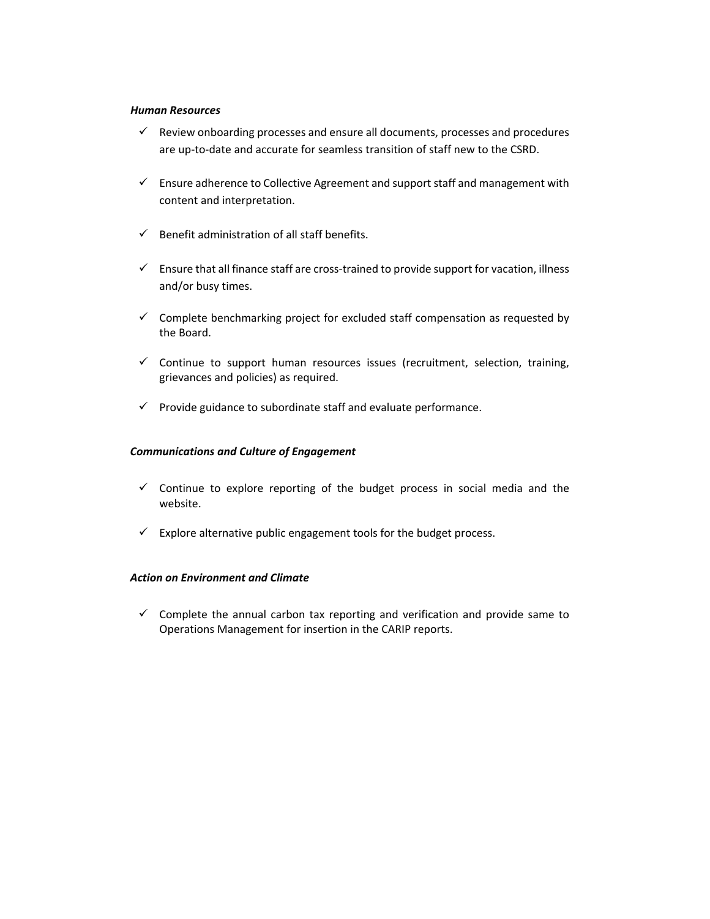***Human Resources***

- ✓ Review onboarding processes and ensure all documents, processes and procedures are up-to-date and accurate for seamless transition of staff new to the CSRD.
- ✓ Ensure adherence to Collective Agreement and support staff and management with content and interpretation.
- ✓ Benefit administration of all staff benefits.
- ✓ Ensure that all finance staff are cross-trained to provide support for vacation, illness and/or busy times.
- ✓ Complete benchmarking project for excluded staff compensation as requested by the Board.
- ✓ Continue to support human resources issues (recruitment, selection, training, grievances and policies) as required.
- ✓ Provide guidance to subordinate staff and evaluate performance.

***Communications and Culture of Engagement***

- ✓ Continue to explore reporting of the budget process in social media and the website.
- ✓ Explore alternative public engagement tools for the budget process.

***Action on Environment and Climate***

- ✓ Complete the annual carbon tax reporting and verification and provide same to Operations Management for insertion in the CARIP reports.